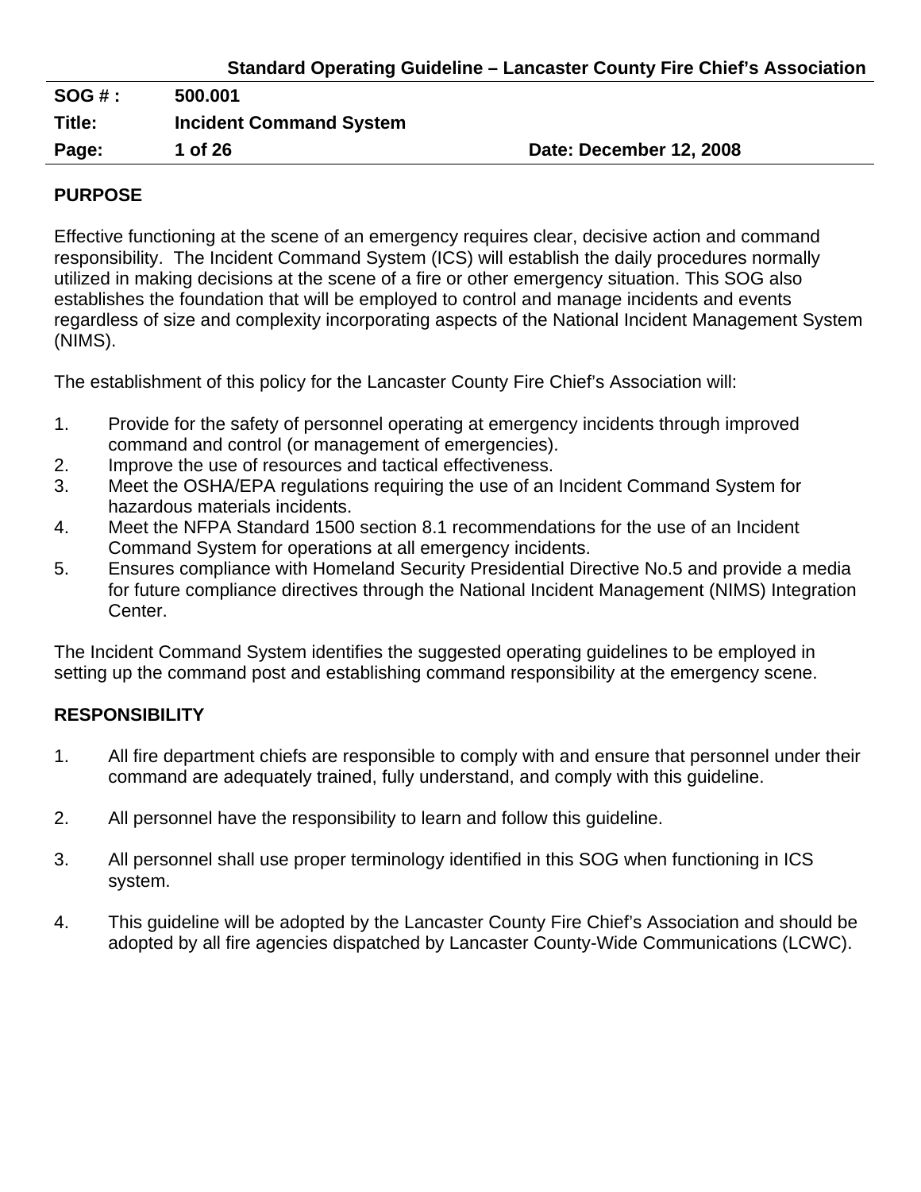**Standard Operating Guideline – Lancaster County Fire Chief's Association**

| | | |
|---|---|---|
| **SOG # :** | **500.001** | |
| **Title:** | **Incident Command System** | |
| **Page:** | **1 of 26** | **Date: December 12, 2008** |

## PURPOSE

Effective functioning at the scene of an emergency requires clear, decisive action and command responsibility. The Incident Command System (ICS) will establish the daily procedures normally utilized in making decisions at the scene of a fire or other emergency situation. This SOG also establishes the foundation that will be employed to control and manage incidents and events regardless of size and complexity incorporating aspects of the National Incident Management System (NIMS).

The establishment of this policy for the Lancaster County Fire Chief's Association will:

1. Provide for the safety of personnel operating at emergency incidents through improved command and control (or management of emergencies).
2. Improve the use of resources and tactical effectiveness.
3. Meet the OSHA/EPA regulations requiring the use of an Incident Command System for hazardous materials incidents.
4. Meet the NFPA Standard 1500 section 8.1 recommendations for the use of an Incident Command System for operations at all emergency incidents.
5. Ensures compliance with Homeland Security Presidential Directive No.5 and provide a media for future compliance directives through the National Incident Management (NIMS) Integration Center.

The Incident Command System identifies the suggested operating guidelines to be employed in setting up the command post and establishing command responsibility at the emergency scene.

## RESPONSIBILITY

1. All fire department chiefs are responsible to comply with and ensure that personnel under their command are adequately trained, fully understand, and comply with this guideline.

2. All personnel have the responsibility to learn and follow this guideline.

3. All personnel shall use proper terminology identified in this SOG when functioning in ICS system.

4. This guideline will be adopted by the Lancaster County Fire Chief's Association and should be adopted by all fire agencies dispatched by Lancaster County-Wide Communications (LCWC).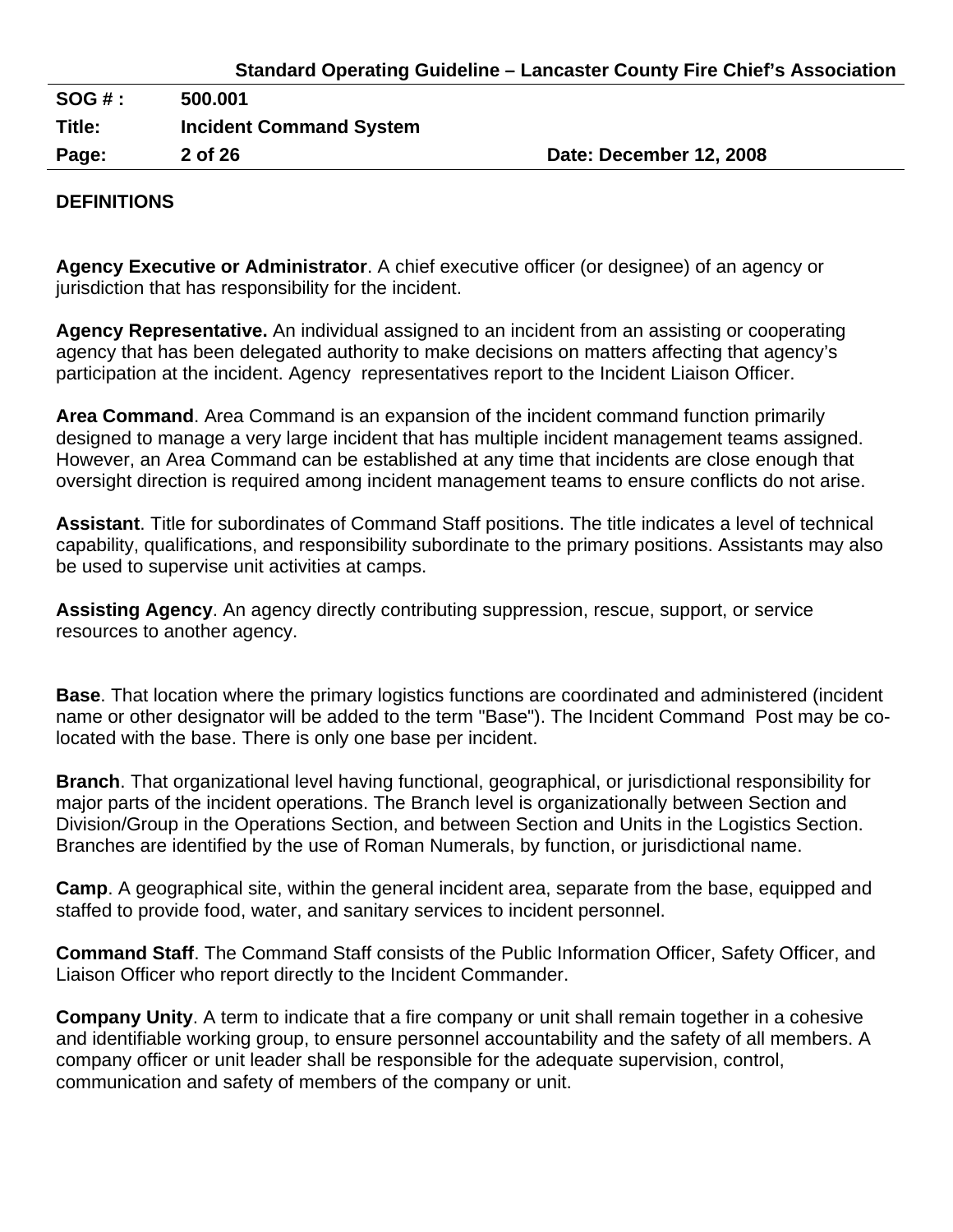## DEFINITIONS

**Agency Executive or Administrator**. A chief executive officer (or designee) of an agency or jurisdiction that has responsibility for the incident.

**Agency Representative.** An individual assigned to an incident from an assisting or cooperating agency that has been delegated authority to make decisions on matters affecting that agency's participation at the incident. Agency representatives report to the Incident Liaison Officer.

**Area Command**. Area Command is an expansion of the incident command function primarily designed to manage a very large incident that has multiple incident management teams assigned. However, an Area Command can be established at any time that incidents are close enough that oversight direction is required among incident management teams to ensure conflicts do not arise.

**Assistant**. Title for subordinates of Command Staff positions. The title indicates a level of technical capability, qualifications, and responsibility subordinate to the primary positions. Assistants may also be used to supervise unit activities at camps.

**Assisting Agency**. An agency directly contributing suppression, rescue, support, or service resources to another agency.

**Base**. That location where the primary logistics functions are coordinated and administered (incident name or other designator will be added to the term "Base"). The Incident Command Post may be co-located with the base. There is only one base per incident.

**Branch**. That organizational level having functional, geographical, or jurisdictional responsibility for major parts of the incident operations. The Branch level is organizationally between Section and Division/Group in the Operations Section, and between Section and Units in the Logistics Section. Branches are identified by the use of Roman Numerals, by function, or jurisdictional name.

**Camp**. A geographical site, within the general incident area, separate from the base, equipped and staffed to provide food, water, and sanitary services to incident personnel.

**Command Staff**. The Command Staff consists of the Public Information Officer, Safety Officer, and Liaison Officer who report directly to the Incident Commander.

**Company Unity**. A term to indicate that a fire company or unit shall remain together in a cohesive and identifiable working group, to ensure personnel accountability and the safety of all members. A company officer or unit leader shall be responsible for the adequate supervision, control, communication and safety of members of the company or unit.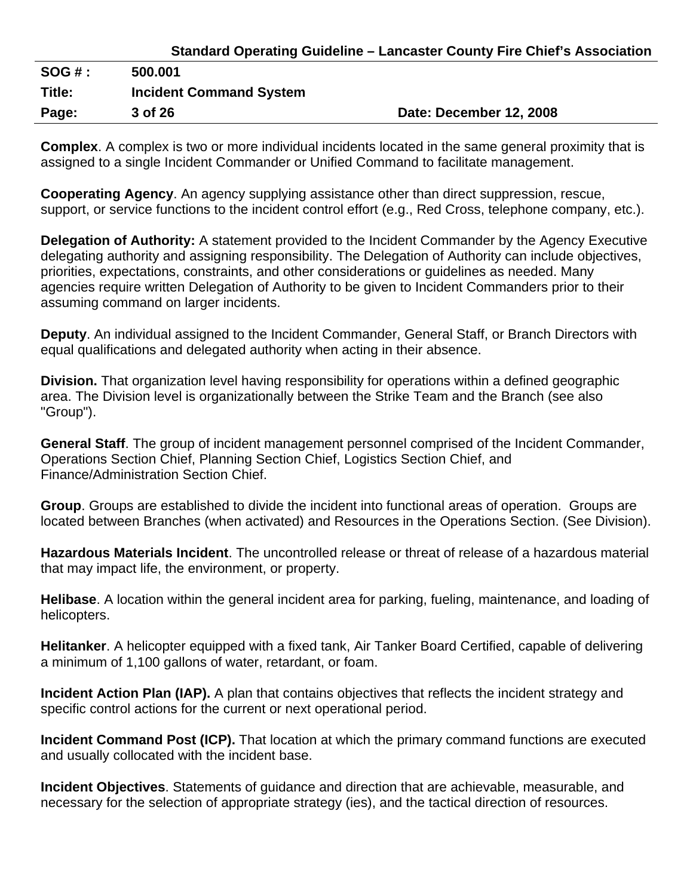**Complex**. A complex is two or more individual incidents located in the same general proximity that is assigned to a single Incident Commander or Unified Command to facilitate management.

**Cooperating Agency**. An agency supplying assistance other than direct suppression, rescue, support, or service functions to the incident control effort (e.g., Red Cross, telephone company, etc.).

**Delegation of Authority:** A statement provided to the Incident Commander by the Agency Executive delegating authority and assigning responsibility. The Delegation of Authority can include objectives, priorities, expectations, constraints, and other considerations or guidelines as needed. Many agencies require written Delegation of Authority to be given to Incident Commanders prior to their assuming command on larger incidents.

**Deputy**. An individual assigned to the Incident Commander, General Staff, or Branch Directors with equal qualifications and delegated authority when acting in their absence.

**Division.** That organization level having responsibility for operations within a defined geographic area. The Division level is organizationally between the Strike Team and the Branch (see also "Group").

**General Staff**. The group of incident management personnel comprised of the Incident Commander, Operations Section Chief, Planning Section Chief, Logistics Section Chief, and Finance/Administration Section Chief.

**Group**. Groups are established to divide the incident into functional areas of operation. Groups are located between Branches (when activated) and Resources in the Operations Section. (See Division).

**Hazardous Materials Incident**. The uncontrolled release or threat of release of a hazardous material that may impact life, the environment, or property.

**Helibase**. A location within the general incident area for parking, fueling, maintenance, and loading of helicopters.

**Helitanker**. A helicopter equipped with a fixed tank, Air Tanker Board Certified, capable of delivering a minimum of 1,100 gallons of water, retardant, or foam.

**Incident Action Plan (IAP).** A plan that contains objectives that reflects the incident strategy and specific control actions for the current or next operational period.

**Incident Command Post (ICP).** That location at which the primary command functions are executed and usually collocated with the incident base.

**Incident Objectives**. Statements of guidance and direction that are achievable, measurable, and necessary for the selection of appropriate strategy (ies), and the tactical direction of resources.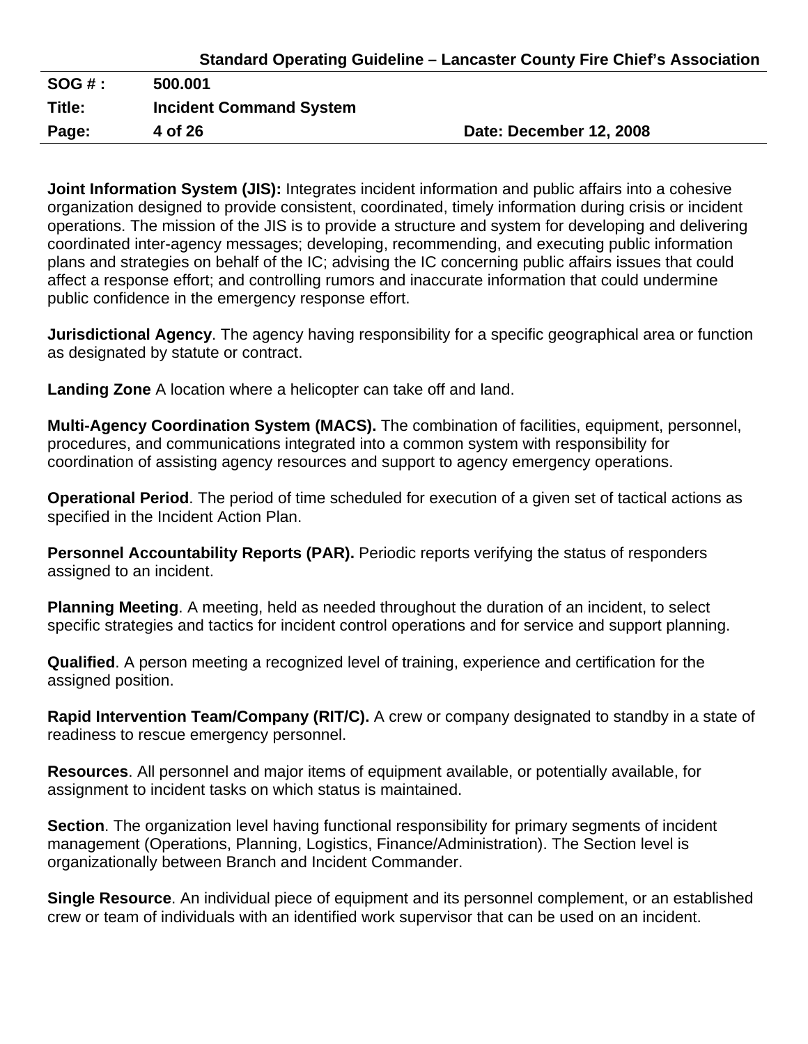**Joint Information System (JIS):** Integrates incident information and public affairs into a cohesive organization designed to provide consistent, coordinated, timely information during crisis or incident operations. The mission of the JIS is to provide a structure and system for developing and delivering coordinated inter-agency messages; developing, recommending, and executing public information plans and strategies on behalf of the IC; advising the IC concerning public affairs issues that could affect a response effort; and controlling rumors and inaccurate information that could undermine public confidence in the emergency response effort.

**Jurisdictional Agency**. The agency having responsibility for a specific geographical area or function as designated by statute or contract.

**Landing Zone** A location where a helicopter can take off and land.

**Multi-Agency Coordination System (MACS).** The combination of facilities, equipment, personnel, procedures, and communications integrated into a common system with responsibility for coordination of assisting agency resources and support to agency emergency operations.

**Operational Period**. The period of time scheduled for execution of a given set of tactical actions as specified in the Incident Action Plan.

**Personnel Accountability Reports (PAR).** Periodic reports verifying the status of responders assigned to an incident.

**Planning Meeting**. A meeting, held as needed throughout the duration of an incident, to select specific strategies and tactics for incident control operations and for service and support planning.

**Qualified**. A person meeting a recognized level of training, experience and certification for the assigned position.

**Rapid Intervention Team/Company (RIT/C).** A crew or company designated to standby in a state of readiness to rescue emergency personnel.

**Resources**. All personnel and major items of equipment available, or potentially available, for assignment to incident tasks on which status is maintained.

**Section**. The organization level having functional responsibility for primary segments of incident management (Operations, Planning, Logistics, Finance/Administration). The Section level is organizationally between Branch and Incident Commander.

**Single Resource**. An individual piece of equipment and its personnel complement, or an established crew or team of individuals with an identified work supervisor that can be used on an incident.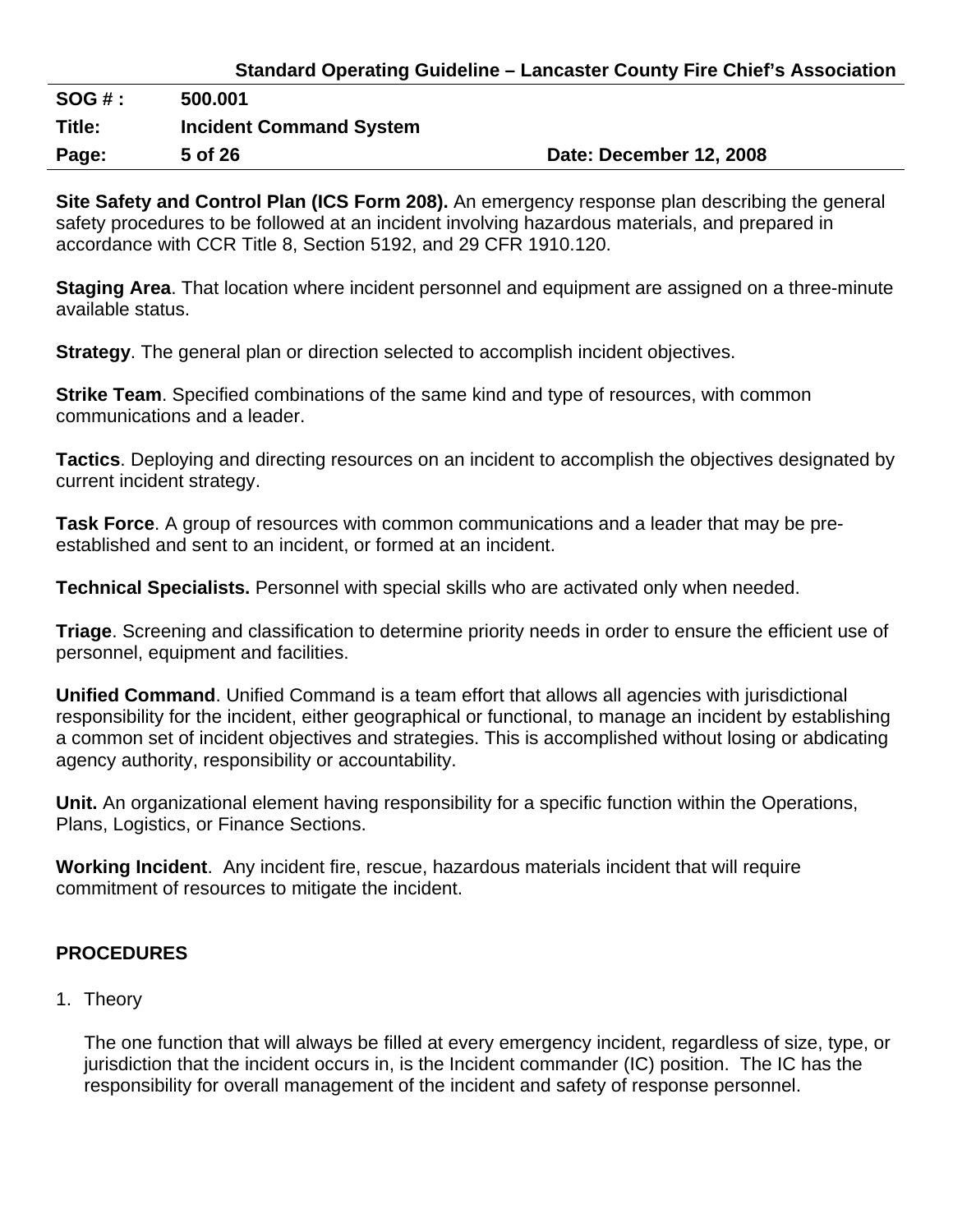**Site Safety and Control Plan (ICS Form 208).** An emergency response plan describing the general safety procedures to be followed at an incident involving hazardous materials, and prepared in accordance with CCR Title 8, Section 5192, and 29 CFR 1910.120.

**Staging Area**. That location where incident personnel and equipment are assigned on a three-minute available status.

**Strategy**. The general plan or direction selected to accomplish incident objectives.

**Strike Team**. Specified combinations of the same kind and type of resources, with common communications and a leader.

**Tactics**. Deploying and directing resources on an incident to accomplish the objectives designated by current incident strategy.

**Task Force**. A group of resources with common communications and a leader that may be pre-established and sent to an incident, or formed at an incident.

**Technical Specialists.** Personnel with special skills who are activated only when needed.

**Triage**. Screening and classification to determine priority needs in order to ensure the efficient use of personnel, equipment and facilities.

**Unified Command**. Unified Command is a team effort that allows all agencies with jurisdictional responsibility for the incident, either geographical or functional, to manage an incident by establishing a common set of incident objectives and strategies. This is accomplished without losing or abdicating agency authority, responsibility or accountability.

**Unit.** An organizational element having responsibility for a specific function within the Operations, Plans, Logistics, or Finance Sections.

**Working Incident**. Any incident fire, rescue, hazardous materials incident that will require commitment of resources to mitigate the incident.

## PROCEDURES

1. Theory

   The one function that will always be filled at every emergency incident, regardless of size, type, or jurisdiction that the incident occurs in, is the Incident commander (IC) position. The IC has the responsibility for overall management of the incident and safety of response personnel.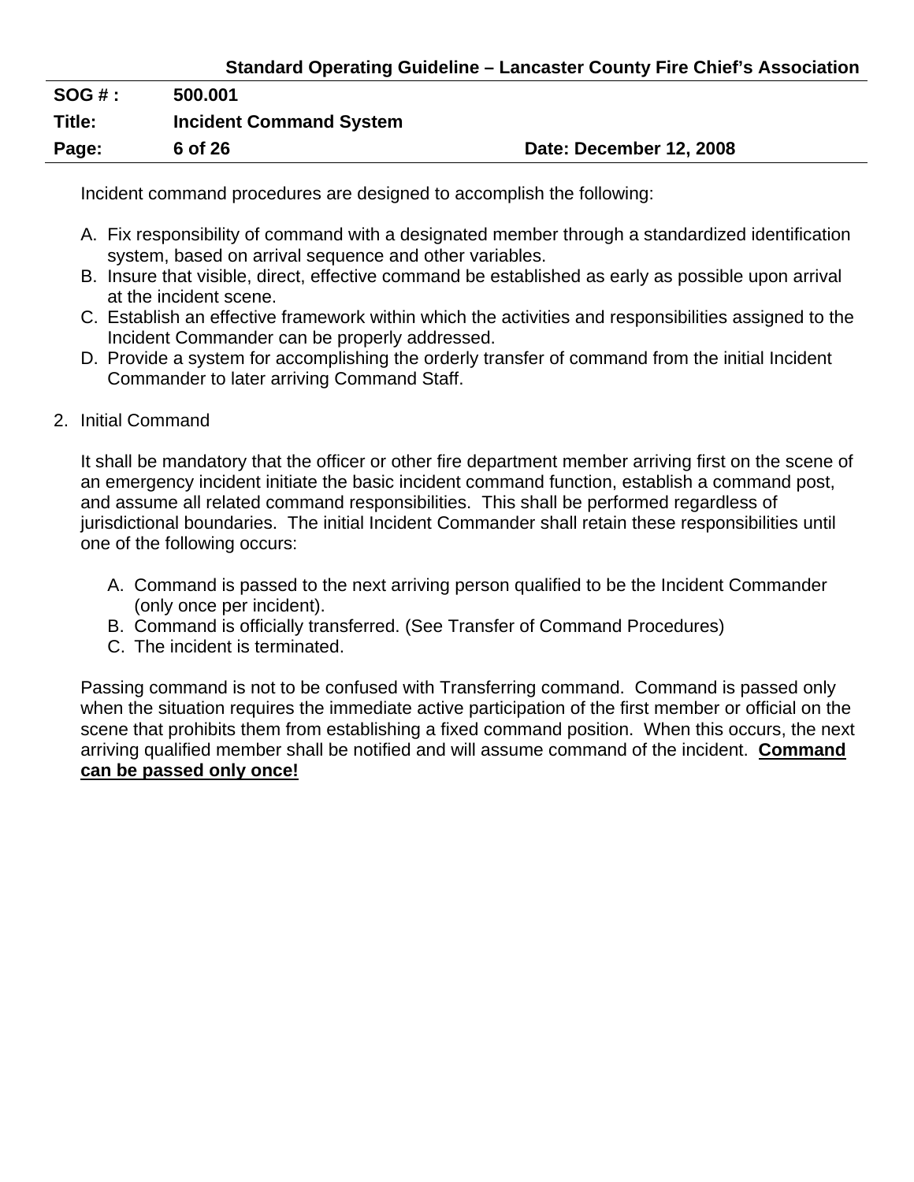Incident command procedures are designed to accomplish the following:

A. Fix responsibility of command with a designated member through a standardized identification system, based on arrival sequence and other variables.
B. Insure that visible, direct, effective command be established as early as possible upon arrival at the incident scene.
C. Establish an effective framework within which the activities and responsibilities assigned to the Incident Commander can be properly addressed.
D. Provide a system for accomplishing the orderly transfer of command from the initial Incident Commander to later arriving Command Staff.

2. Initial Command

It shall be mandatory that the officer or other fire department member arriving first on the scene of an emergency incident initiate the basic incident command function, establish a command post, and assume all related command responsibilities. This shall be performed regardless of jurisdictional boundaries. The initial Incident Commander shall retain these responsibilities until one of the following occurs:

A. Command is passed to the next arriving person qualified to be the Incident Commander (only once per incident).
B. Command is officially transferred. (See Transfer of Command Procedures)
C. The incident is terminated.

Passing command is not to be confused with Transferring command. Command is passed only when the situation requires the immediate active participation of the first member or official on the scene that prohibits them from establishing a fixed command position. When this occurs, the next arriving qualified member shall be notified and will assume command of the incident. **Command can be passed only once!**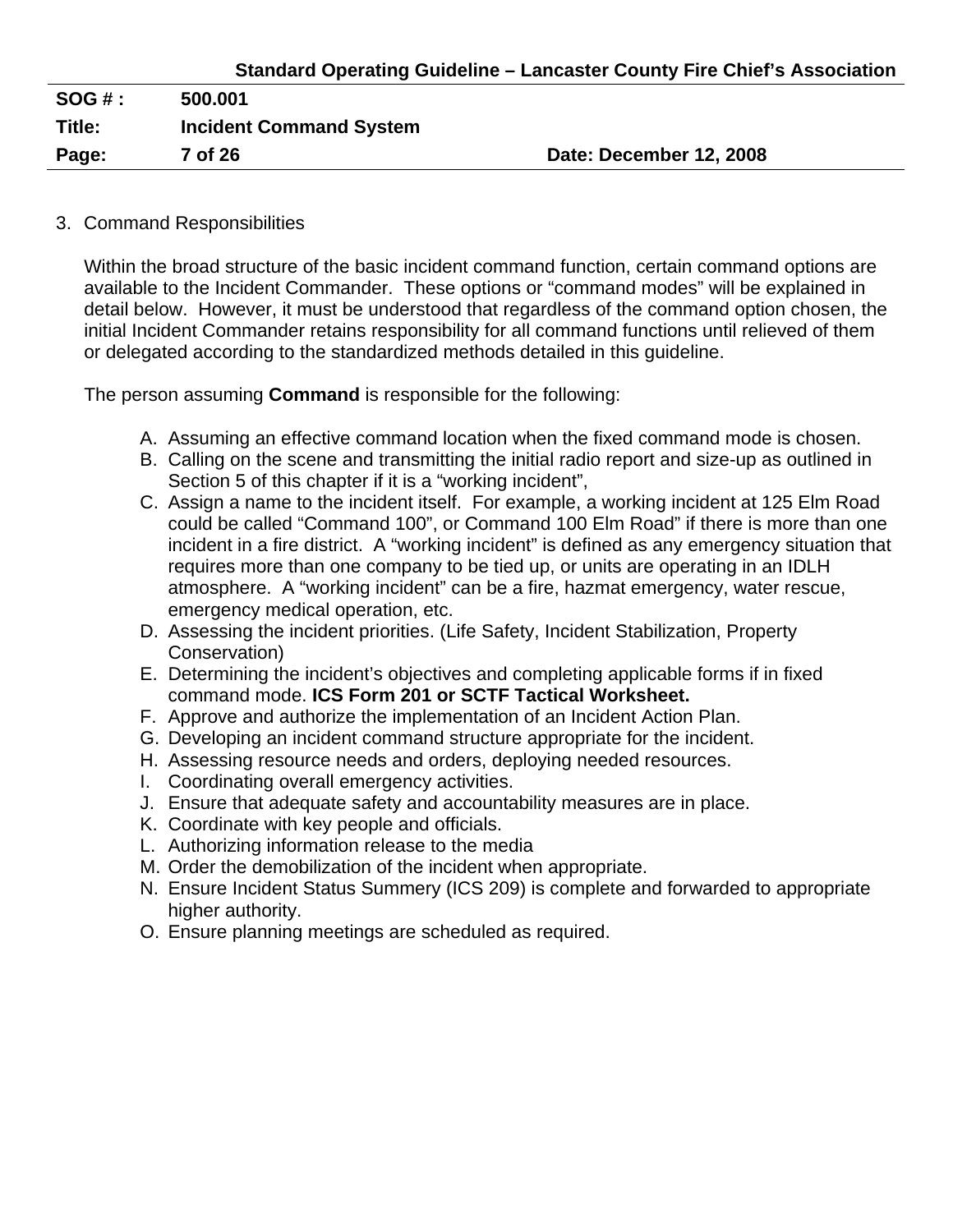3. Command Responsibilities

Within the broad structure of the basic incident command function, certain command options are available to the Incident Commander. These options or "command modes" will be explained in detail below. However, it must be understood that regardless of the command option chosen, the initial Incident Commander retains responsibility for all command functions until relieved of them or delegated according to the standardized methods detailed in this guideline.

The person assuming **Command** is responsible for the following:

A. Assuming an effective command location when the fixed command mode is chosen.
B. Calling on the scene and transmitting the initial radio report and size-up as outlined in Section 5 of this chapter if it is a "working incident",
C. Assign a name to the incident itself. For example, a working incident at 125 Elm Road could be called "Command 100", or Command 100 Elm Road" if there is more than one incident in a fire district. A "working incident" is defined as any emergency situation that requires more than one company to be tied up, or units are operating in an IDLH atmosphere. A "working incident" can be a fire, hazmat emergency, water rescue, emergency medical operation, etc.
D. Assessing the incident priorities. (Life Safety, Incident Stabilization, Property Conservation)
E. Determining the incident's objectives and completing applicable forms if in fixed command mode. **ICS Form 201 or SCTF Tactical Worksheet.**
F. Approve and authorize the implementation of an Incident Action Plan.
G. Developing an incident command structure appropriate for the incident.
H. Assessing resource needs and orders, deploying needed resources.
I. Coordinating overall emergency activities.
J. Ensure that adequate safety and accountability measures are in place.
K. Coordinate with key people and officials.
L. Authorizing information release to the media
M. Order the demobilization of the incident when appropriate.
N. Ensure Incident Status Summery (ICS 209) is complete and forwarded to appropriate higher authority.
O. Ensure planning meetings are scheduled as required.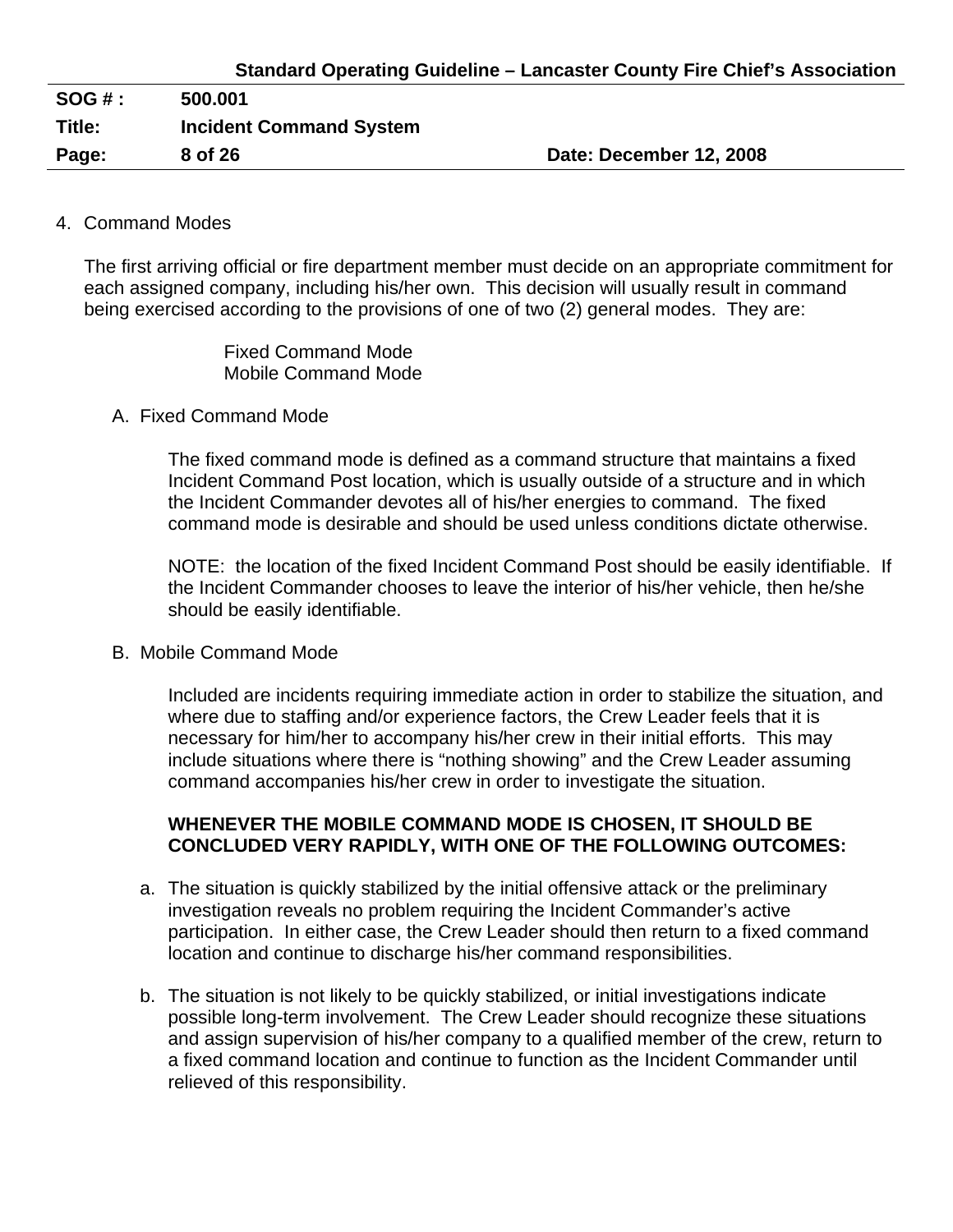4. Command Modes

   The first arriving official or fire department member must decide on an appropriate commitment for each assigned company, including his/her own. This decision will usually result in command being exercised according to the provisions of one of two (2) general modes. They are:

   Fixed Command Mode
   Mobile Command Mode

   A. Fixed Command Mode

      The fixed command mode is defined as a command structure that maintains a fixed Incident Command Post location, which is usually outside of a structure and in which the Incident Commander devotes all of his/her energies to command. The fixed command mode is desirable and should be used unless conditions dictate otherwise.

      NOTE: the location of the fixed Incident Command Post should be easily identifiable. If the Incident Commander chooses to leave the interior of his/her vehicle, then he/she should be easily identifiable.

   B. Mobile Command Mode

      Included are incidents requiring immediate action in order to stabilize the situation, and where due to staffing and/or experience factors, the Crew Leader feels that it is necessary for him/her to accompany his/her crew in their initial efforts. This may include situations where there is "nothing showing" and the Crew Leader assuming command accompanies his/her crew in order to investigate the situation.

      **WHENEVER THE MOBILE COMMAND MODE IS CHOSEN, IT SHOULD BE CONCLUDED VERY RAPIDLY, WITH ONE OF THE FOLLOWING OUTCOMES:**

      a. The situation is quickly stabilized by the initial offensive attack or the preliminary investigation reveals no problem requiring the Incident Commander's active participation. In either case, the Crew Leader should then return to a fixed command location and continue to discharge his/her command responsibilities.

      b. The situation is not likely to be quickly stabilized, or initial investigations indicate possible long-term involvement. The Crew Leader should recognize these situations and assign supervision of his/her company to a qualified member of the crew, return to a fixed command location and continue to function as the Incident Commander until relieved of this responsibility.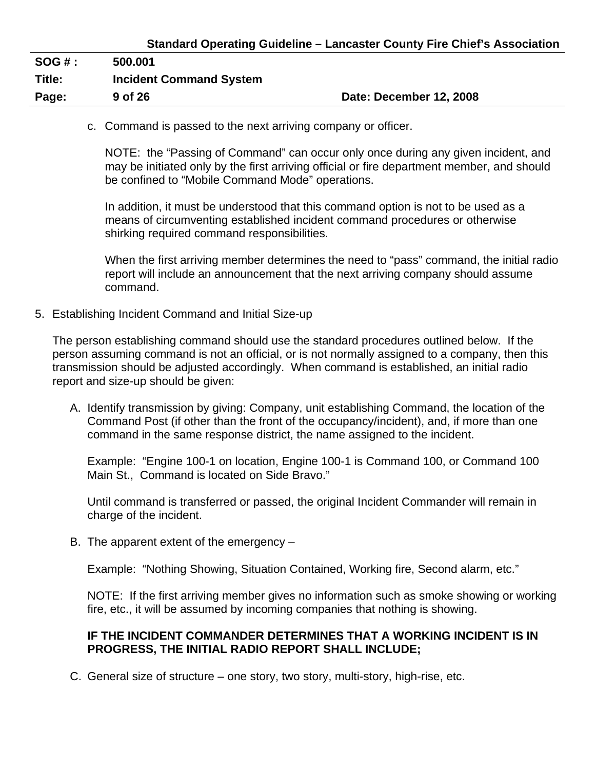c. Command is passed to the next arriving company or officer.

   NOTE: the "Passing of Command" can occur only once during any given incident, and may be initiated only by the first arriving official or fire department member, and should be confined to "Mobile Command Mode" operations.

   In addition, it must be understood that this command option is not to be used as a means of circumventing established incident command procedures or otherwise shirking required command responsibilities.

   When the first arriving member determines the need to "pass" command, the initial radio report will include an announcement that the next arriving company should assume command.

5. Establishing Incident Command and Initial Size-up

   The person establishing command should use the standard procedures outlined below. If the person assuming command is not an official, or is not normally assigned to a company, then this transmission should be adjusted accordingly. When command is established, an initial radio report and size-up should be given:

   A. Identify transmission by giving: Company, unit establishing Command, the location of the Command Post (if other than the front of the occupancy/incident), and, if more than one command in the same response district, the name assigned to the incident.

      Example: "Engine 100-1 on location, Engine 100-1 is Command 100, or Command 100 Main St., Command is located on Side Bravo."

      Until command is transferred or passed, the original Incident Commander will remain in charge of the incident.

   B. The apparent extent of the emergency –

      Example: "Nothing Showing, Situation Contained, Working fire, Second alarm, etc."

      NOTE: If the first arriving member gives no information such as smoke showing or working fire, etc., it will be assumed by incoming companies that nothing is showing.

      **IF THE INCIDENT COMMANDER DETERMINES THAT A WORKING INCIDENT IS IN PROGRESS, THE INITIAL RADIO REPORT SHALL INCLUDE;**

   C. General size of structure – one story, two story, multi-story, high-rise, etc.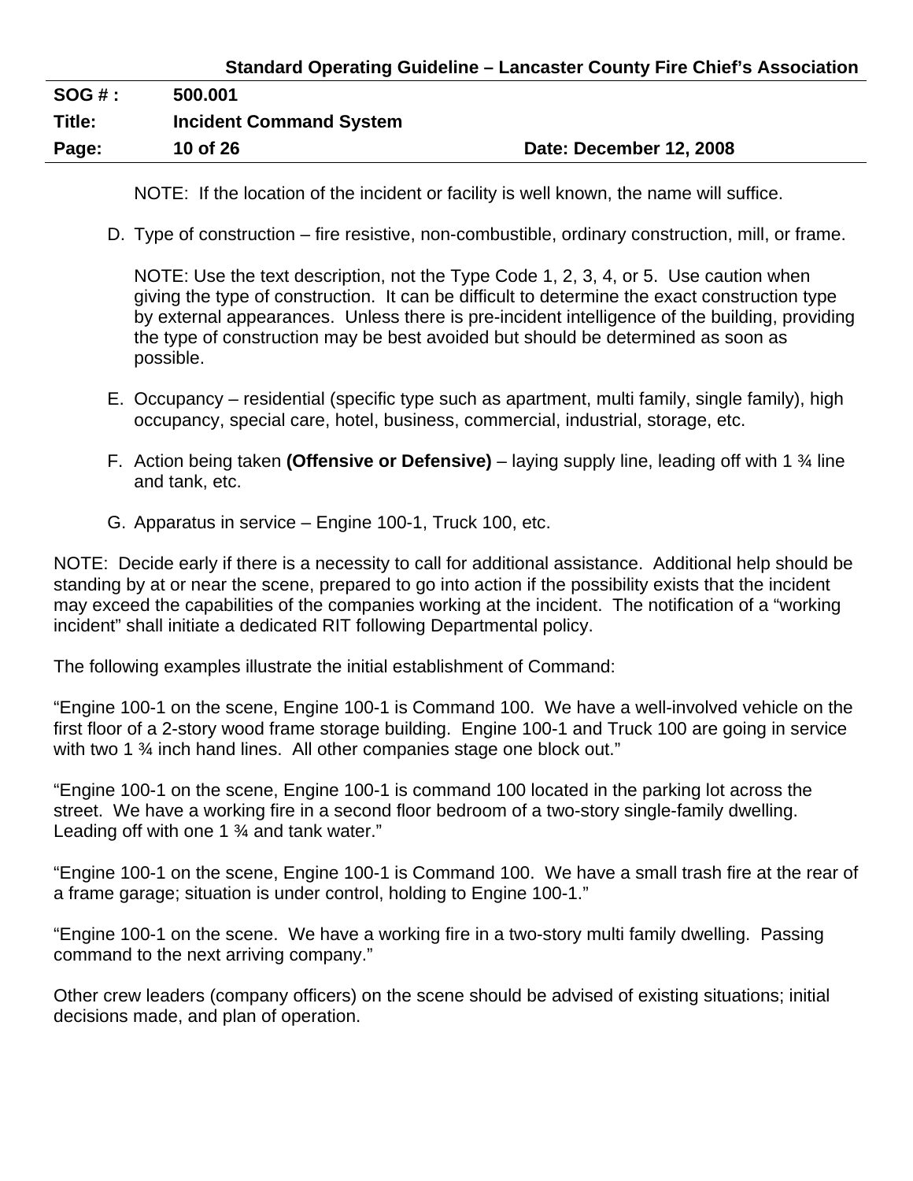NOTE: If the location of the incident or facility is well known, the name will suffice.

D. Type of construction – fire resistive, non-combustible, ordinary construction, mill, or frame.

   NOTE: Use the text description, not the Type Code 1, 2, 3, 4, or 5. Use caution when giving the type of construction. It can be difficult to determine the exact construction type by external appearances. Unless there is pre-incident intelligence of the building, providing the type of construction may be best avoided but should be determined as soon as possible.

E. Occupancy – residential (specific type such as apartment, multi family, single family), high occupancy, special care, hotel, business, commercial, industrial, storage, etc.

F. Action being taken **(Offensive or Defensive)** – laying supply line, leading off with 1 ¾ line and tank, etc.

G. Apparatus in service – Engine 100-1, Truck 100, etc.

NOTE: Decide early if there is a necessity to call for additional assistance. Additional help should be standing by at or near the scene, prepared to go into action if the possibility exists that the incident may exceed the capabilities of the companies working at the incident. The notification of a "working incident" shall initiate a dedicated RIT following Departmental policy.

The following examples illustrate the initial establishment of Command:

"Engine 100-1 on the scene, Engine 100-1 is Command 100. We have a well-involved vehicle on the first floor of a 2-story wood frame storage building. Engine 100-1 and Truck 100 are going in service with two 1 ¾ inch hand lines. All other companies stage one block out."

"Engine 100-1 on the scene, Engine 100-1 is command 100 located in the parking lot across the street. We have a working fire in a second floor bedroom of a two-story single-family dwelling. Leading off with one 1 ¾ and tank water."

"Engine 100-1 on the scene, Engine 100-1 is Command 100. We have a small trash fire at the rear of a frame garage; situation is under control, holding to Engine 100-1."

"Engine 100-1 on the scene. We have a working fire in a two-story multi family dwelling. Passing command to the next arriving company."

Other crew leaders (company officers) on the scene should be advised of existing situations; initial decisions made, and plan of operation.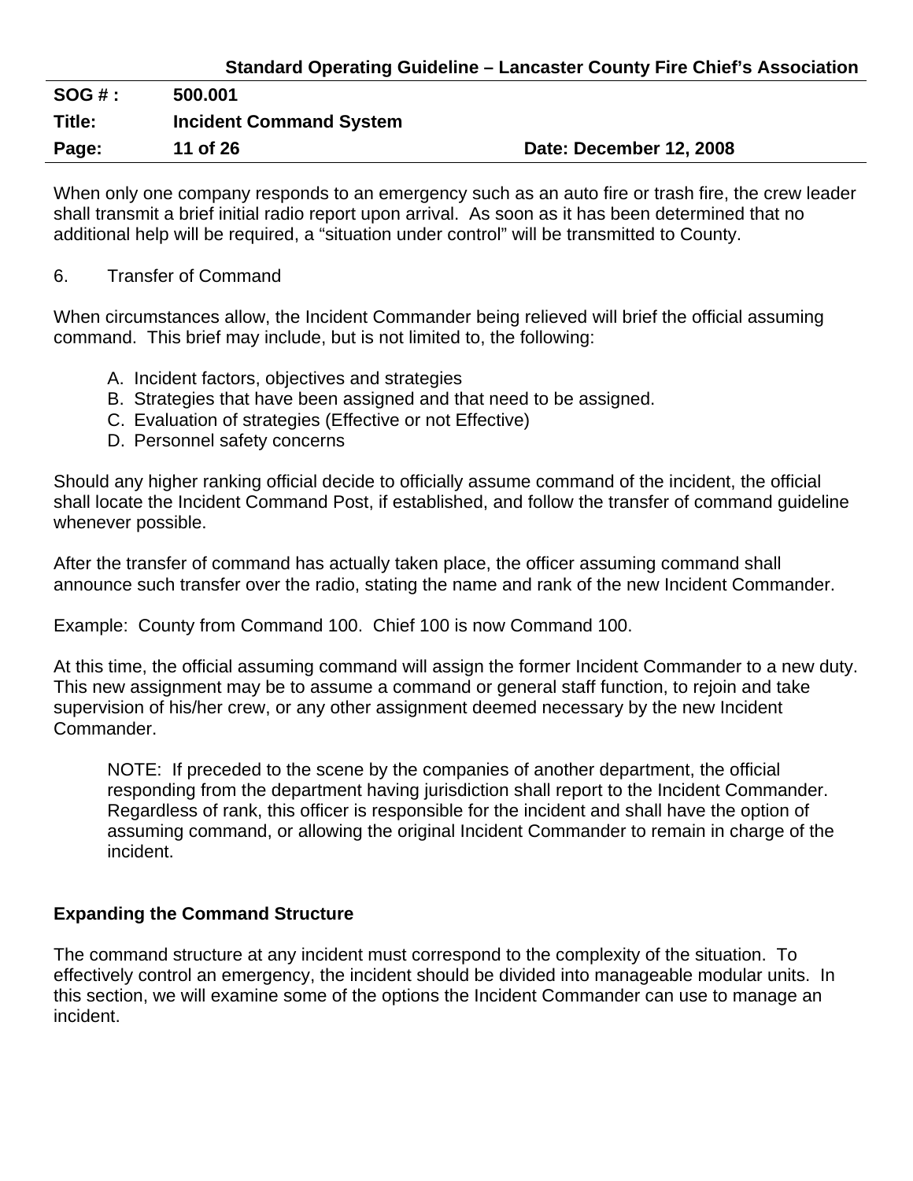When only one company responds to an emergency such as an auto fire or trash fire, the crew leader shall transmit a brief initial radio report upon arrival. As soon as it has been determined that no additional help will be required, a "situation under control" will be transmitted to County.

6. Transfer of Command

When circumstances allow, the Incident Commander being relieved will brief the official assuming command. This brief may include, but is not limited to, the following:

A. Incident factors, objectives and strategies
B. Strategies that have been assigned and that need to be assigned.
C. Evaluation of strategies (Effective or not Effective)
D. Personnel safety concerns

Should any higher ranking official decide to officially assume command of the incident, the official shall locate the Incident Command Post, if established, and follow the transfer of command guideline whenever possible.

After the transfer of command has actually taken place, the officer assuming command shall announce such transfer over the radio, stating the name and rank of the new Incident Commander.

Example: County from Command 100. Chief 100 is now Command 100.

At this time, the official assuming command will assign the former Incident Commander to a new duty. This new assignment may be to assume a command or general staff function, to rejoin and take supervision of his/her crew, or any other assignment deemed necessary by the new Incident Commander.

> NOTE: If preceded to the scene by the companies of another department, the official responding from the department having jurisdiction shall report to the Incident Commander. Regardless of rank, this officer is responsible for the incident and shall have the option of assuming command, or allowing the original Incident Commander to remain in charge of the incident.

## Expanding the Command Structure

The command structure at any incident must correspond to the complexity of the situation. To effectively control an emergency, the incident should be divided into manageable modular units. In this section, we will examine some of the options the Incident Commander can use to manage an incident.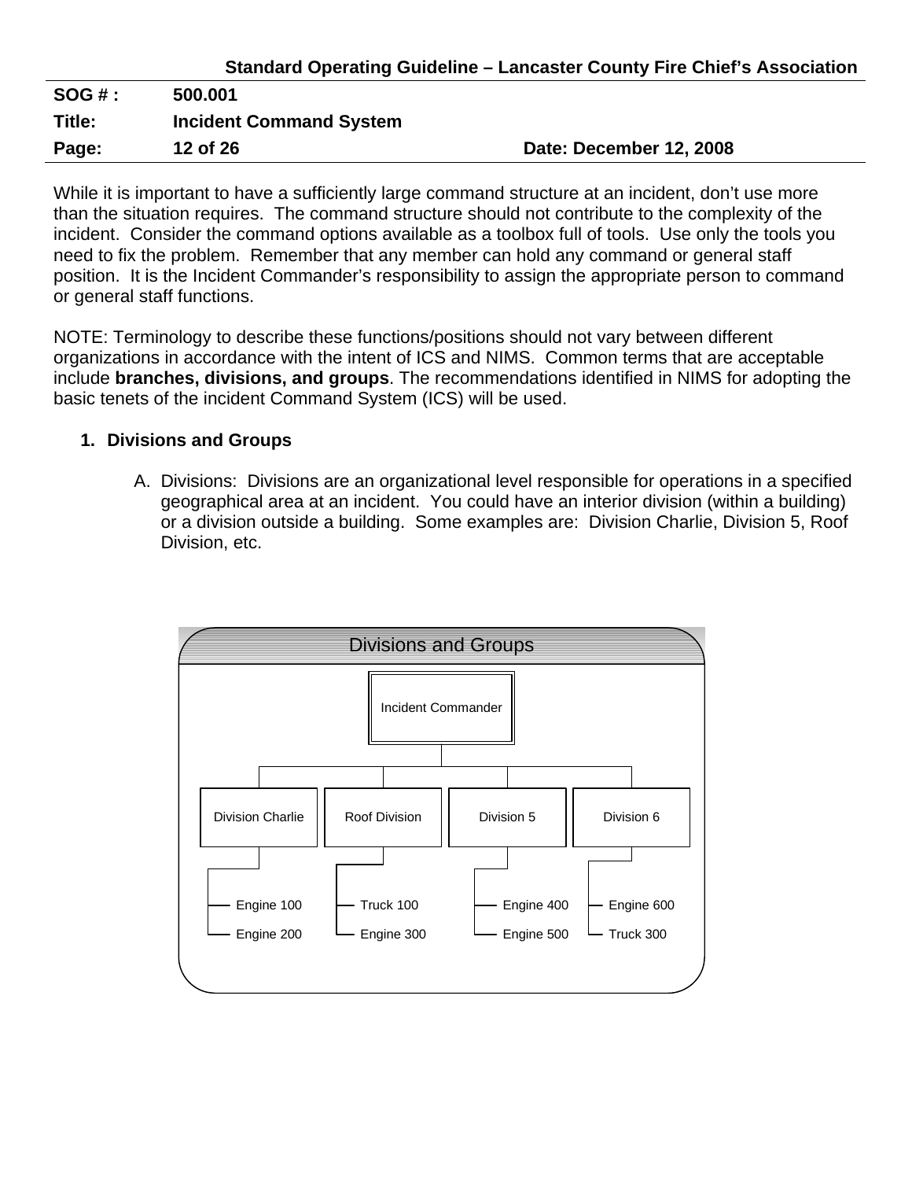While it is important to have a sufficiently large command structure at an incident, don't use more than the situation requires. The command structure should not contribute to the complexity of the incident. Consider the command options available as a toolbox full of tools. Use only the tools you need to fix the problem. Remember that any member can hold any command or general staff position. It is the Incident Commander's responsibility to assign the appropriate person to command or general staff functions.

NOTE: Terminology to describe these functions/positions should not vary between different organizations in accordance with the intent of ICS and NIMS. Common terms that are acceptable include **branches, divisions, and groups**. The recommendations identified in NIMS for adopting the basic tenets of the incident Command System (ICS) will be used.

1. **Divisions and Groups**

   A. Divisions: Divisions are an organizational level responsible for operations in a specified geographical area at an incident. You could have an interior division (within a building) or a division outside a building. Some examples are: Division Charlie, Division 5, Roof Division, etc.

**Divisions and Groups**

- Incident Commander
  - Division Charlie
    - Engine 100
    - Engine 200
  - Roof Division
    - Truck 100
    - Engine 300
  - Division 5
    - Engine 400
    - Engine 500
  - Division 6
    - Engine 600
    - Truck 300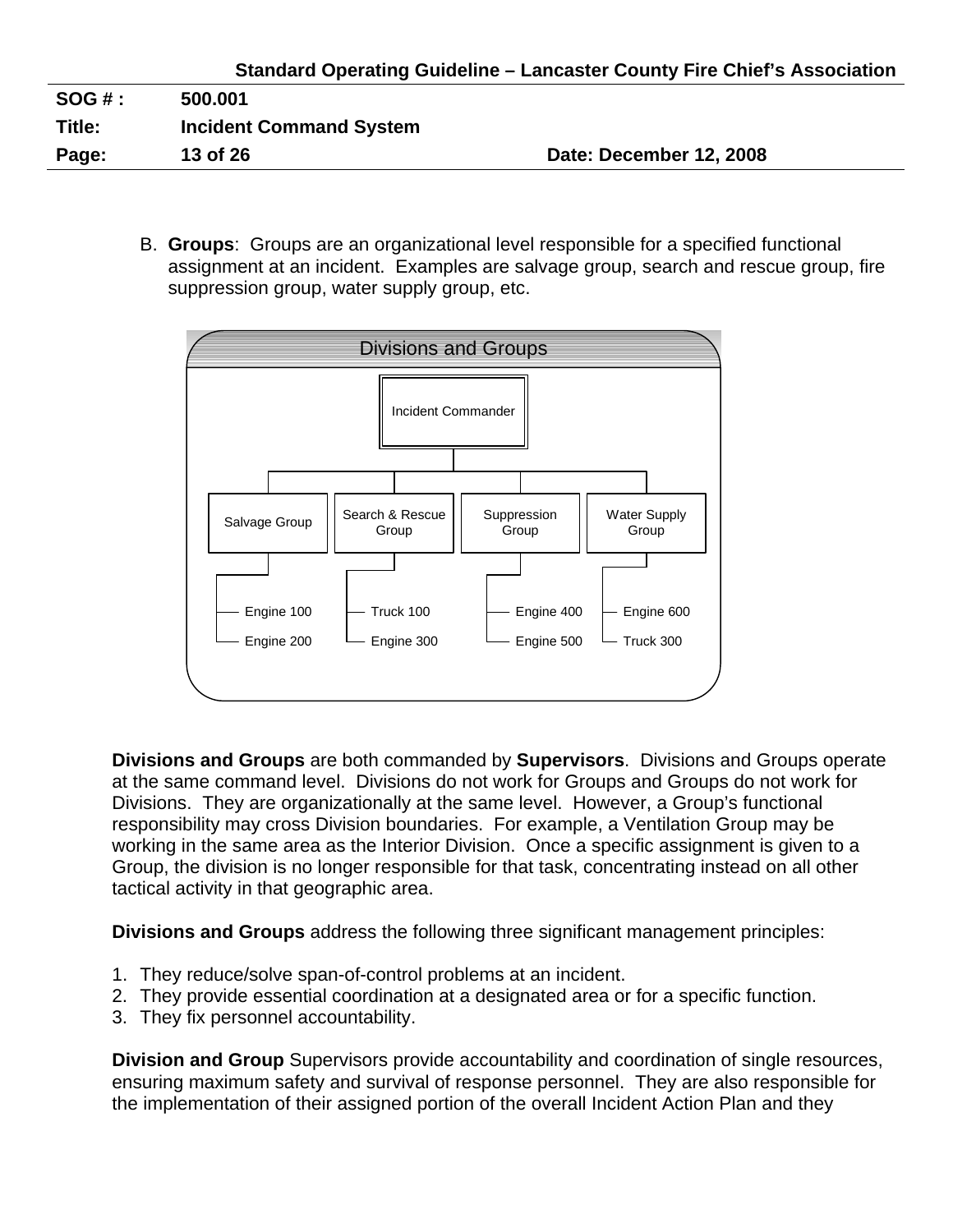B. **Groups**: Groups are an organizational level responsible for a specified functional assignment at an incident. Examples are salvage group, search and rescue group, fire suppression group, water supply group, etc.

**Divisions and Groups**

- Incident Commander
  - Salvage Group
    - Engine 100
    - Engine 200
  - Search & Rescue Group
    - Truck 100
    - Engine 300
  - Suppression Group
    - Engine 400
    - Engine 500
  - Water Supply Group
    - Engine 600
    - Truck 300

**Divisions and Groups** are both commanded by **Supervisors**. Divisions and Groups operate at the same command level. Divisions do not work for Groups and Groups do not work for Divisions. They are organizationally at the same level. However, a Group's functional responsibility may cross Division boundaries. For example, a Ventilation Group may be working in the same area as the Interior Division. Once a specific assignment is given to a Group, the division is no longer responsible for that task, concentrating instead on all other tactical activity in that geographic area.

**Divisions and Groups** address the following three significant management principles:

1. They reduce/solve span-of-control problems at an incident.
2. They provide essential coordination at a designated area or for a specific function.
3. They fix personnel accountability.

**Division and Group** Supervisors provide accountability and coordination of single resources, ensuring maximum safety and survival of response personnel. They are also responsible for the implementation of their assigned portion of the overall Incident Action Plan and they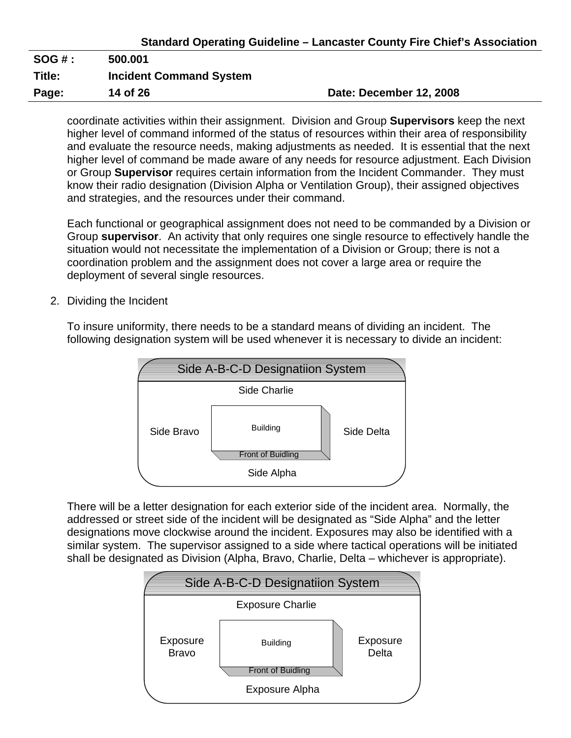coordinate activities within their assignment. Division and Group **Supervisors** keep the next higher level of command informed of the status of resources within their area of responsibility and evaluate the resource needs, making adjustments as needed. It is essential that the next higher level of command be made aware of any needs for resource adjustment. Each Division or Group **Supervisor** requires certain information from the Incident Commander. They must know their radio designation (Division Alpha or Ventilation Group), their assigned objectives and strategies, and the resources under their command.

Each functional or geographical assignment does not need to be commanded by a Division or Group **supervisor**. An activity that only requires one single resource to effectively handle the situation would not necessitate the implementation of a Division or Group; there is not a coordination problem and the assignment does not cover a large area or require the deployment of several single resources.

2. Dividing the Incident

To insure uniformity, there needs to be a standard means of dividing an incident. The following designation system will be used whenever it is necessary to divide an incident:

Side A-B-C-D Designatiion System

Side Charlie

Side Bravo — Building (Front of Buidling) — Side Delta

Side Alpha

There will be a letter designation for each exterior side of the incident area. Normally, the addressed or street side of the incident will be designated as "Side Alpha" and the letter designations move clockwise around the incident. Exposures may also be identified with a similar system. The supervisor assigned to a side where tactical operations will be initiated shall be designated as Division (Alpha, Bravo, Charlie, Delta – whichever is appropriate).

Side A-B-C-D Designatiion System

Exposure Charlie

Exposure Bravo — Building (Front of Buidling) — Exposure Delta

Exposure Alpha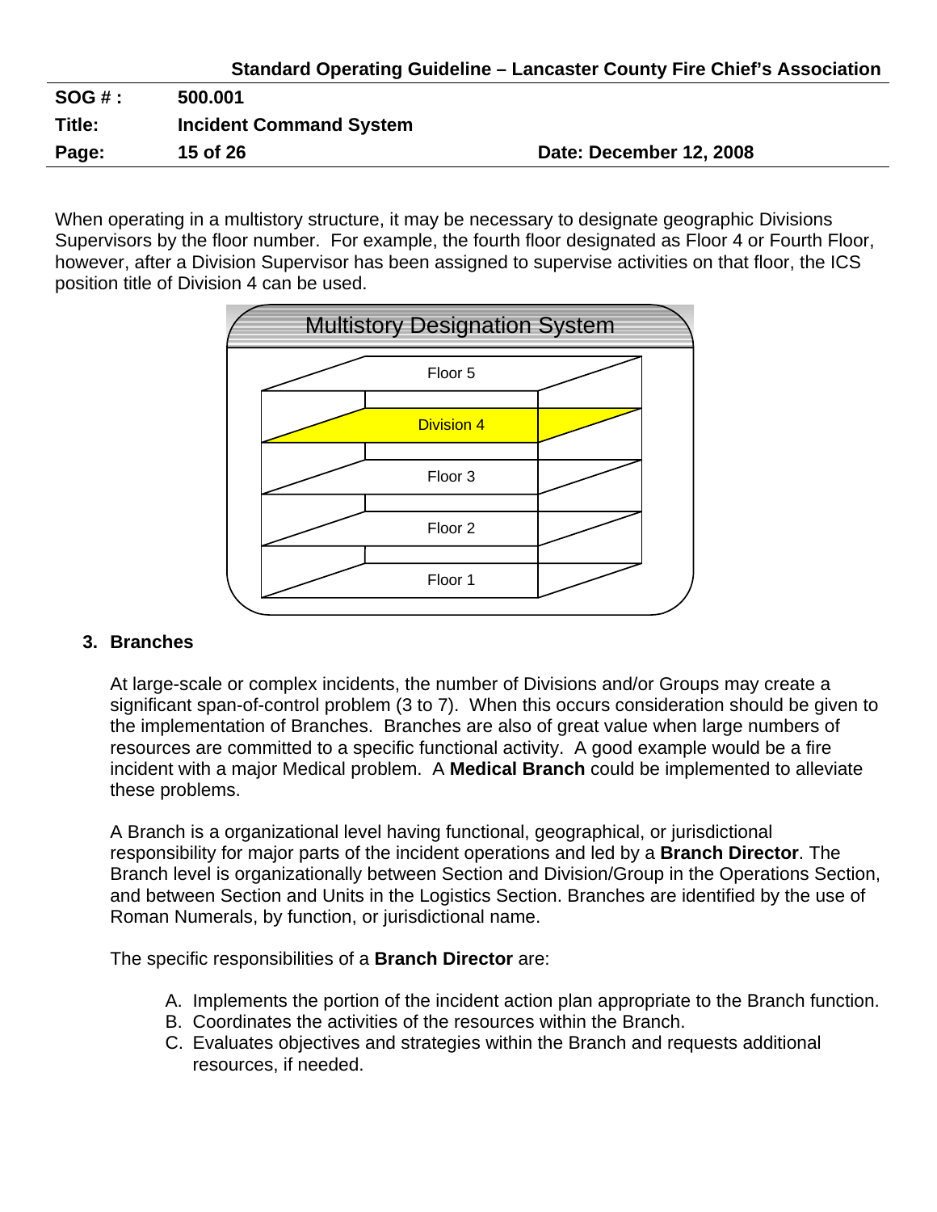When operating in a multistory structure, it may be necessary to designate geographic Divisions Supervisors by the floor number. For example, the fourth floor designated as Floor 4 or Fourth Floor, however, after a Division Supervisor has been assigned to supervise activities on that floor, the ICS position title of Division 4 can be used.

Multistory Designation System

Floor 5

Division 4

Floor 3

Floor 2

Floor 1

### 3. Branches

At large-scale or complex incidents, the number of Divisions and/or Groups may create a significant span-of-control problem (3 to 7). When this occurs consideration should be given to the implementation of Branches. Branches are also of great value when large numbers of resources are committed to a specific functional activity. A good example would be a fire incident with a major Medical problem. A **Medical Branch** could be implemented to alleviate these problems.

A Branch is a organizational level having functional, geographical, or jurisdictional responsibility for major parts of the incident operations and led by a **Branch Director**. The Branch level is organizationally between Section and Division/Group in the Operations Section, and between Section and Units in the Logistics Section. Branches are identified by the use of Roman Numerals, by function, or jurisdictional name.

The specific responsibilities of a **Branch Director** are:

A. Implements the portion of the incident action plan appropriate to the Branch function.
B. Coordinates the activities of the resources within the Branch.
C. Evaluates objectives and strategies within the Branch and requests additional resources, if needed.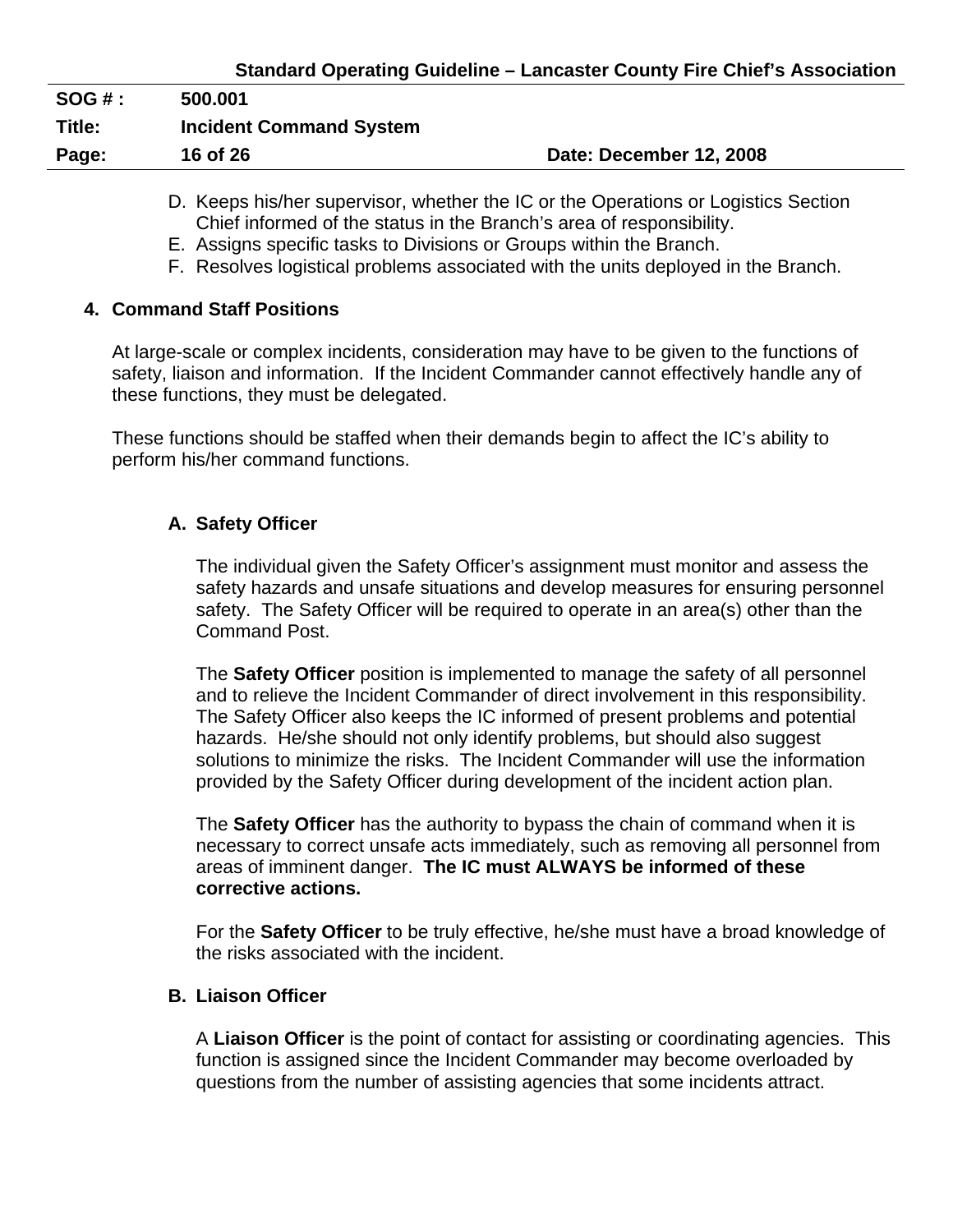D. Keeps his/her supervisor, whether the IC or the Operations or Logistics Section Chief informed of the status in the Branch's area of responsibility.
E. Assigns specific tasks to Divisions or Groups within the Branch.
F. Resolves logistical problems associated with the units deployed in the Branch.

## 4. Command Staff Positions

At large-scale or complex incidents, consideration may have to be given to the functions of safety, liaison and information. If the Incident Commander cannot effectively handle any of these functions, they must be delegated.

These functions should be staffed when their demands begin to affect the IC's ability to perform his/her command functions.

### A. Safety Officer

The individual given the Safety Officer's assignment must monitor and assess the safety hazards and unsafe situations and develop measures for ensuring personnel safety. The Safety Officer will be required to operate in an area(s) other than the Command Post.

The **Safety Officer** position is implemented to manage the safety of all personnel and to relieve the Incident Commander of direct involvement in this responsibility. The Safety Officer also keeps the IC informed of present problems and potential hazards. He/she should not only identify problems, but should also suggest solutions to minimize the risks. The Incident Commander will use the information provided by the Safety Officer during development of the incident action plan.

The **Safety Officer** has the authority to bypass the chain of command when it is necessary to correct unsafe acts immediately, such as removing all personnel from areas of imminent danger. **The IC must ALWAYS be informed of these corrective actions.**

For the **Safety Officer** to be truly effective, he/she must have a broad knowledge of the risks associated with the incident.

### B. Liaison Officer

A **Liaison Officer** is the point of contact for assisting or coordinating agencies. This function is assigned since the Incident Commander may become overloaded by questions from the number of assisting agencies that some incidents attract.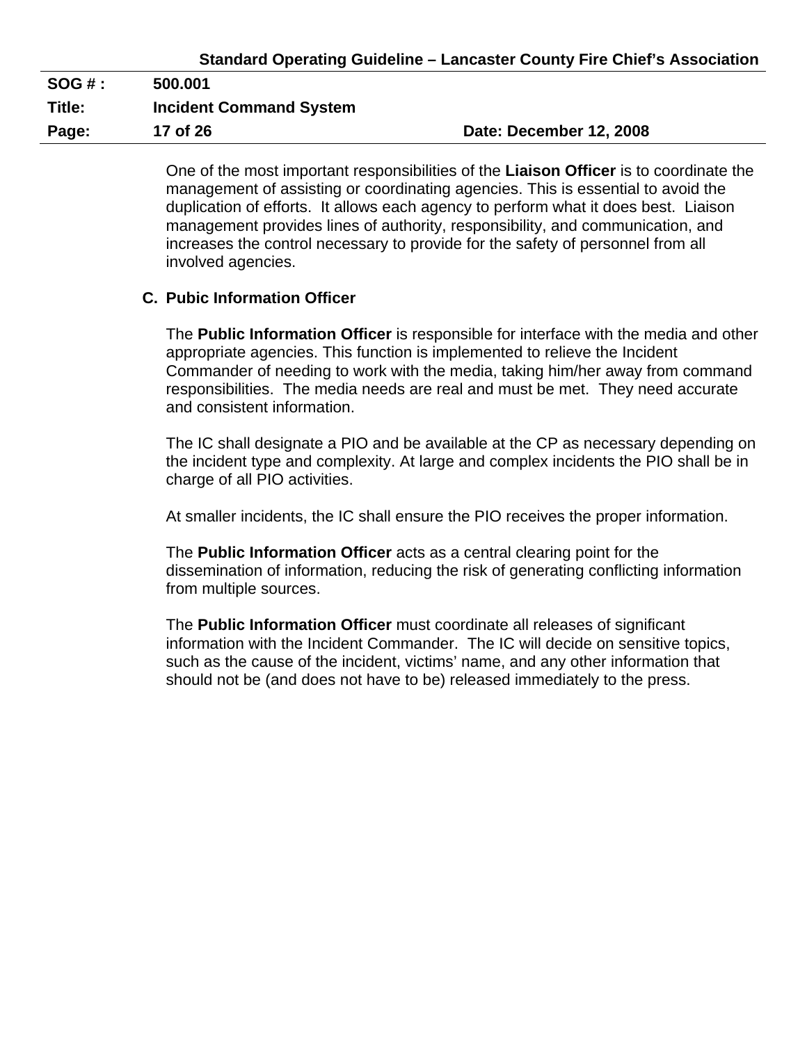One of the most important responsibilities of the **Liaison Officer** is to coordinate the management of assisting or coordinating agencies. This is essential to avoid the duplication of efforts. It allows each agency to perform what it does best. Liaison management provides lines of authority, responsibility, and communication, and increases the control necessary to provide for the safety of personnel from all involved agencies.

**C. Pubic Information Officer**

The **Public Information Officer** is responsible for interface with the media and other appropriate agencies. This function is implemented to relieve the Incident Commander of needing to work with the media, taking him/her away from command responsibilities. The media needs are real and must be met. They need accurate and consistent information.

The IC shall designate a PIO and be available at the CP as necessary depending on the incident type and complexity. At large and complex incidents the PIO shall be in charge of all PIO activities.

At smaller incidents, the IC shall ensure the PIO receives the proper information.

The **Public Information Officer** acts as a central clearing point for the dissemination of information, reducing the risk of generating conflicting information from multiple sources.

The **Public Information Officer** must coordinate all releases of significant information with the Incident Commander. The IC will decide on sensitive topics, such as the cause of the incident, victims' name, and any other information that should not be (and does not have to be) released immediately to the press.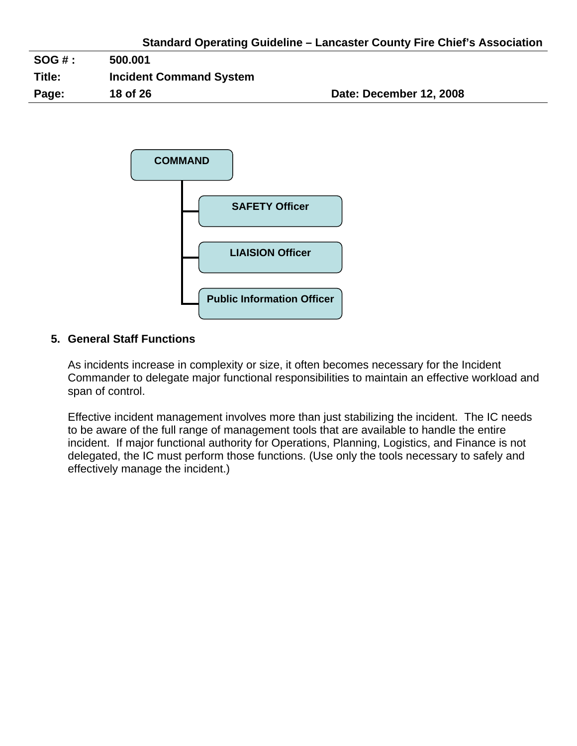COMMAND

- SAFETY Officer
- LIAISION Officer
- Public Information Officer

5. **General Staff Functions**

   As incidents increase in complexity or size, it often becomes necessary for the Incident Commander to delegate major functional responsibilities to maintain an effective workload and span of control.

   Effective incident management involves more than just stabilizing the incident. The IC needs to be aware of the full range of management tools that are available to handle the entire incident. If major functional authority for Operations, Planning, Logistics, and Finance is not delegated, the IC must perform those functions. (Use only the tools necessary to safely and effectively manage the incident.)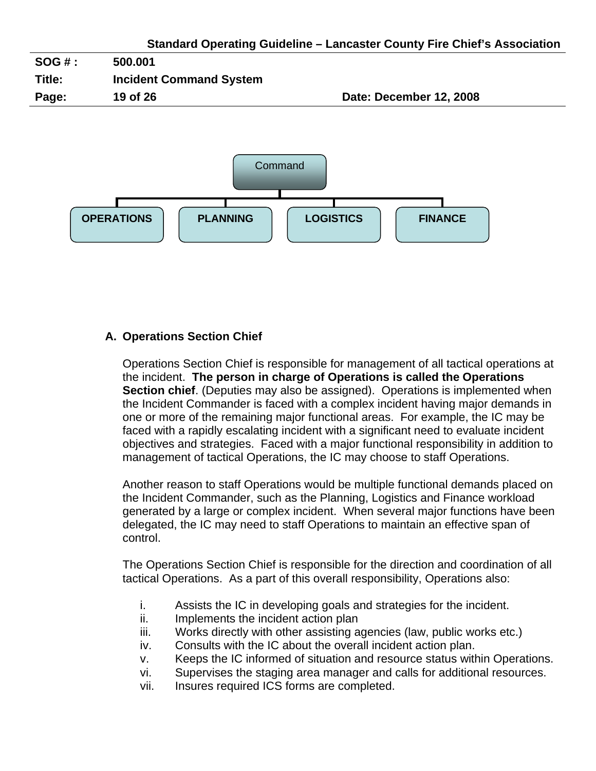Command

OPERATIONS | PLANNING | LOGISTICS | FINANCE

**A. Operations Section Chief**

Operations Section Chief is responsible for management of all tactical operations at the incident. **The person in charge of Operations is called the Operations Section chief**. (Deputies may also be assigned). Operations is implemented when the Incident Commander is faced with a complex incident having major demands in one or more of the remaining major functional areas. For example, the IC may be faced with a rapidly escalating incident with a significant need to evaluate incident objectives and strategies. Faced with a major functional responsibility in addition to management of tactical Operations, the IC may choose to staff Operations.

Another reason to staff Operations would be multiple functional demands placed on the Incident Commander, such as the Planning, Logistics and Finance workload generated by a large or complex incident. When several major functions have been delegated, the IC may need to staff Operations to maintain an effective span of control.

The Operations Section Chief is responsible for the direction and coordination of all tactical Operations. As a part of this overall responsibility, Operations also:

i. Assists the IC in developing goals and strategies for the incident.
ii. Implements the incident action plan
iii. Works directly with other assisting agencies (law, public works etc.)
iv. Consults with the IC about the overall incident action plan.
v. Keeps the IC informed of situation and resource status within Operations.
vi. Supervises the staging area manager and calls for additional resources.
vii. Insures required ICS forms are completed.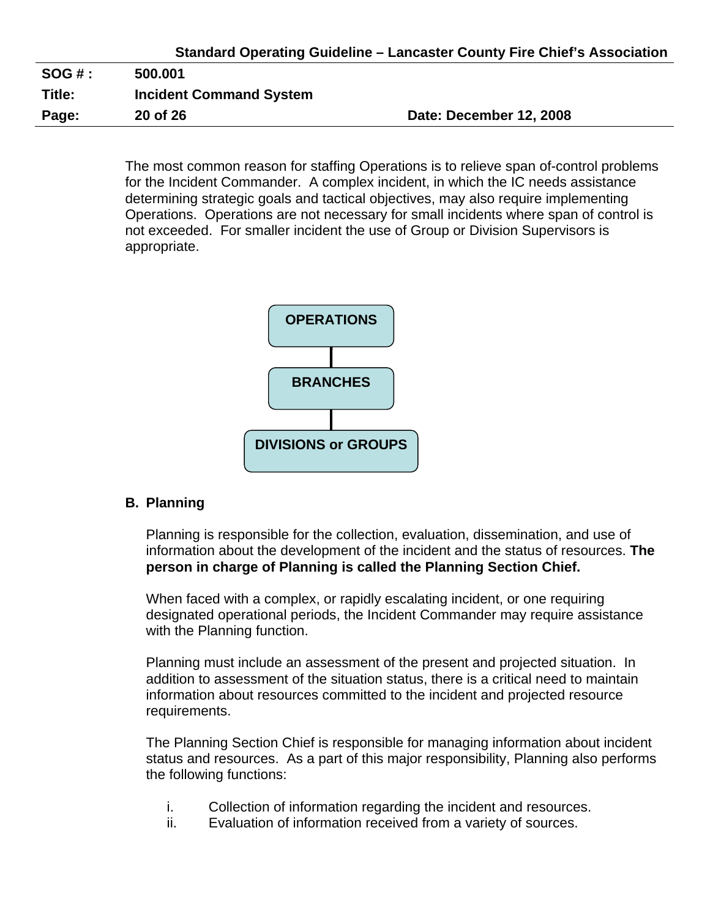The most common reason for staffing Operations is to relieve span of-control problems for the Incident Commander. A complex incident, in which the IC needs assistance determining strategic goals and tactical objectives, may also require implementing Operations. Operations are not necessary for small incidents where span of control is not exceeded. For smaller incident the use of Group or Division Supervisors is appropriate.

OPERATIONS

BRANCHES

DIVISIONS or GROUPS

### B. Planning

Planning is responsible for the collection, evaluation, dissemination, and use of information about the development of the incident and the status of resources. **The person in charge of Planning is called the Planning Section Chief.**

When faced with a complex, or rapidly escalating incident, or one requiring designated operational periods, the Incident Commander may require assistance with the Planning function.

Planning must include an assessment of the present and projected situation. In addition to assessment of the situation status, there is a critical need to maintain information about resources committed to the incident and projected resource requirements.

The Planning Section Chief is responsible for managing information about incident status and resources. As a part of this major responsibility, Planning also performs the following functions:

i. Collection of information regarding the incident and resources.
ii. Evaluation of information received from a variety of sources.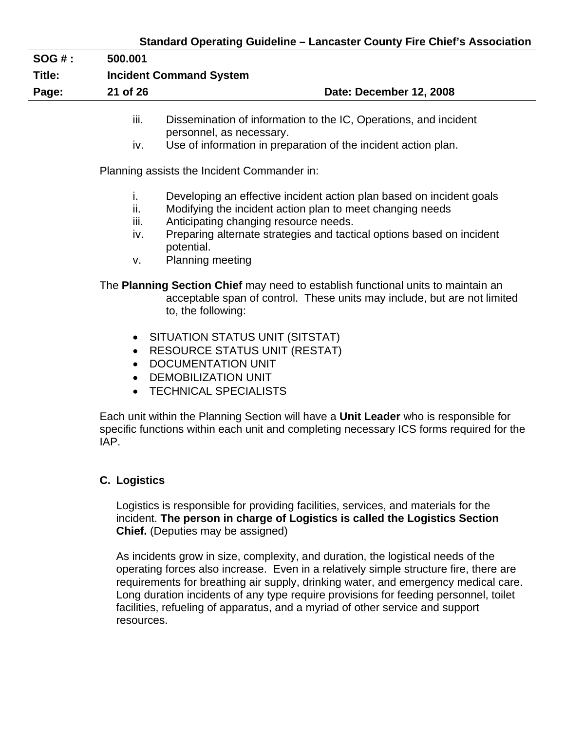iii. Dissemination of information to the IC, Operations, and incident personnel, as necessary.
iv. Use of information in preparation of the incident action plan.

Planning assists the Incident Commander in:

i. Developing an effective incident action plan based on incident goals
ii. Modifying the incident action plan to meet changing needs
iii. Anticipating changing resource needs.
iv. Preparing alternate strategies and tactical options based on incident potential.
v. Planning meeting

The **Planning Section Chief** may need to establish functional units to maintain an acceptable span of control. These units may include, but are not limited to, the following:

- SITUATION STATUS UNIT (SITSTAT)
- RESOURCE STATUS UNIT (RESTAT)
- DOCUMENTATION UNIT
- DEMOBILIZATION UNIT
- TECHNICAL SPECIALISTS

Each unit within the Planning Section will have a **Unit Leader** who is responsible for specific functions within each unit and completing necessary ICS forms required for the IAP.

### C. Logistics

Logistics is responsible for providing facilities, services, and materials for the incident. **The person in charge of Logistics is called the Logistics Section Chief.** (Deputies may be assigned)

As incidents grow in size, complexity, and duration, the logistical needs of the operating forces also increase. Even in a relatively simple structure fire, there are requirements for breathing air supply, drinking water, and emergency medical care. Long duration incidents of any type require provisions for feeding personnel, toilet facilities, refueling of apparatus, and a myriad of other service and support resources.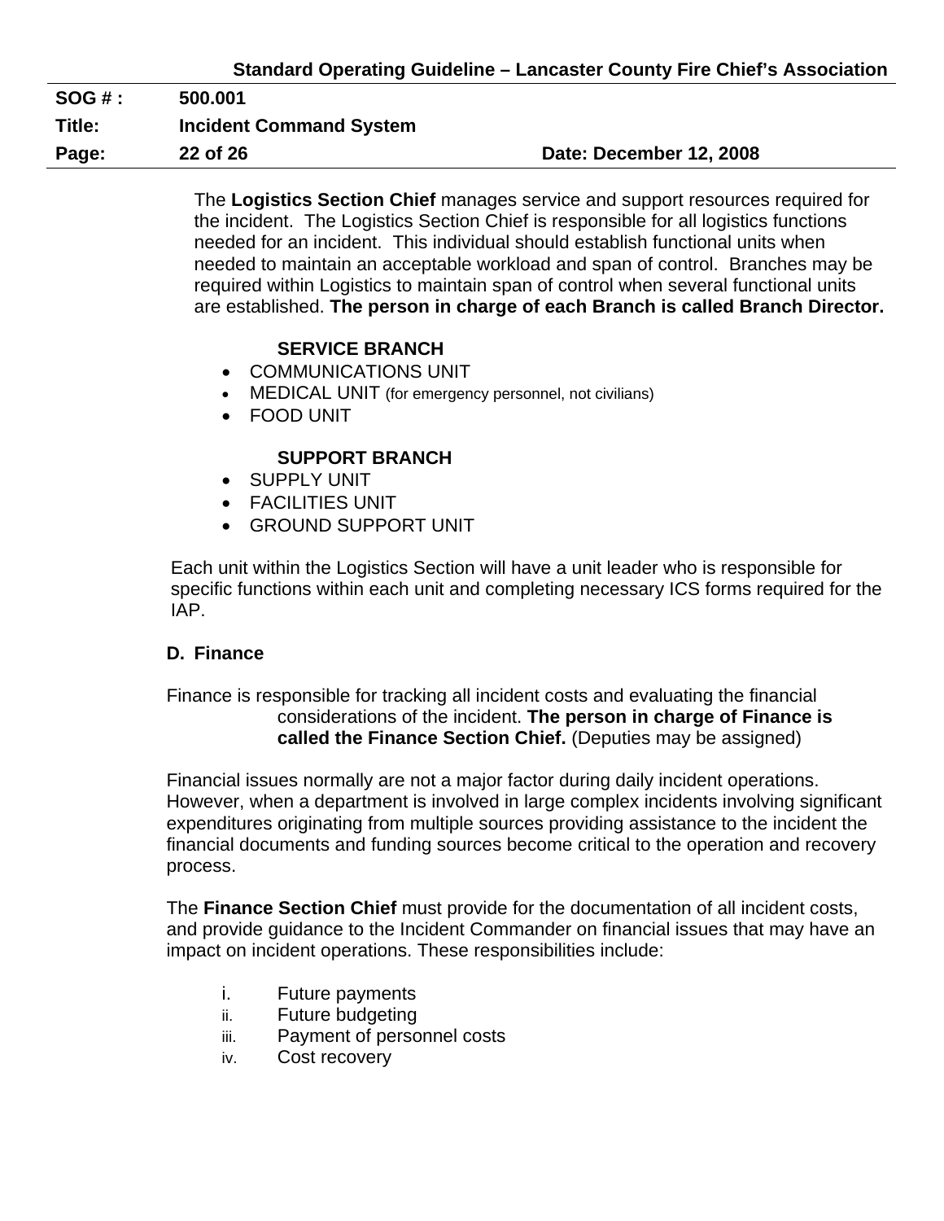The **Logistics Section Chief** manages service and support resources required for the incident. The Logistics Section Chief is responsible for all logistics functions needed for an incident. This individual should establish functional units when needed to maintain an acceptable workload and span of control. Branches may be required within Logistics to maintain span of control when several functional units are established. **The person in charge of each Branch is called Branch Director.**

**SERVICE BRANCH**

- COMMUNICATIONS UNIT
- MEDICAL UNIT (for emergency personnel, not civilians)
- FOOD UNIT

**SUPPORT BRANCH**

- SUPPLY UNIT
- FACILITIES UNIT
- GROUND SUPPORT UNIT

Each unit within the Logistics Section will have a unit leader who is responsible for specific functions within each unit and completing necessary ICS forms required for the IAP.

### D. Finance

Finance is responsible for tracking all incident costs and evaluating the financial considerations of the incident. **The person in charge of Finance is called the Finance Section Chief.** (Deputies may be assigned)

Financial issues normally are not a major factor during daily incident operations. However, when a department is involved in large complex incidents involving significant expenditures originating from multiple sources providing assistance to the incident the financial documents and funding sources become critical to the operation and recovery process.

The **Finance Section Chief** must provide for the documentation of all incident costs, and provide guidance to the Incident Commander on financial issues that may have an impact on incident operations. These responsibilities include:

i. Future payments
ii. Future budgeting
iii. Payment of personnel costs
iv. Cost recovery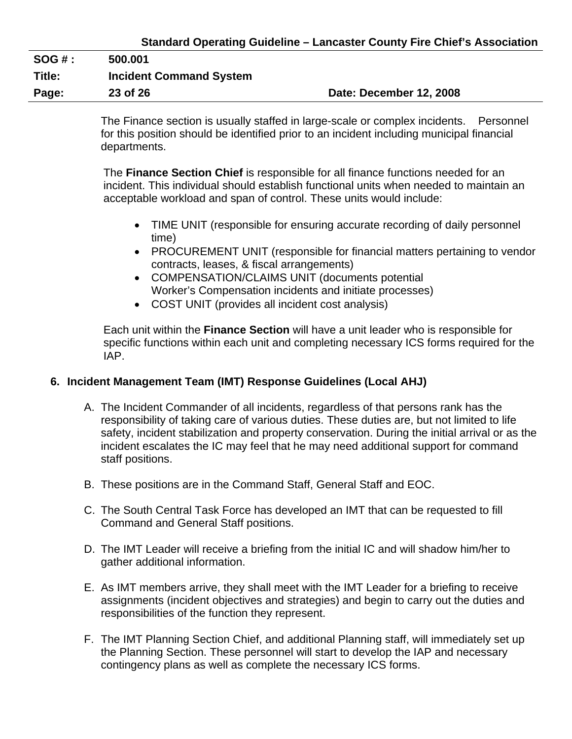The Finance section is usually staffed in large-scale or complex incidents. Personnel for this position should be identified prior to an incident including municipal financial departments.

The **Finance Section Chief** is responsible for all finance functions needed for an incident. This individual should establish functional units when needed to maintain an acceptable workload and span of control. These units would include:

- TIME UNIT (responsible for ensuring accurate recording of daily personnel time)
- PROCUREMENT UNIT (responsible for financial matters pertaining to vendor contracts, leases, & fiscal arrangements)
- COMPENSATION/CLAIMS UNIT (documents potential Worker's Compensation incidents and initiate processes)
- COST UNIT (provides all incident cost analysis)

Each unit within the **Finance Section** will have a unit leader who is responsible for specific functions within each unit and completing necessary ICS forms required for the IAP.

## 6. Incident Management Team (IMT) Response Guidelines (Local AHJ)

A. The Incident Commander of all incidents, regardless of that persons rank has the responsibility of taking care of various duties. These duties are, but not limited to life safety, incident stabilization and property conservation. During the initial arrival or as the incident escalates the IC may feel that he may need additional support for command staff positions.

B. These positions are in the Command Staff, General Staff and EOC.

C. The South Central Task Force has developed an IMT that can be requested to fill Command and General Staff positions.

D. The IMT Leader will receive a briefing from the initial IC and will shadow him/her to gather additional information.

E. As IMT members arrive, they shall meet with the IMT Leader for a briefing to receive assignments (incident objectives and strategies) and begin to carry out the duties and responsibilities of the function they represent.

F. The IMT Planning Section Chief, and additional Planning staff, will immediately set up the Planning Section. These personnel will start to develop the IAP and necessary contingency plans as well as complete the necessary ICS forms.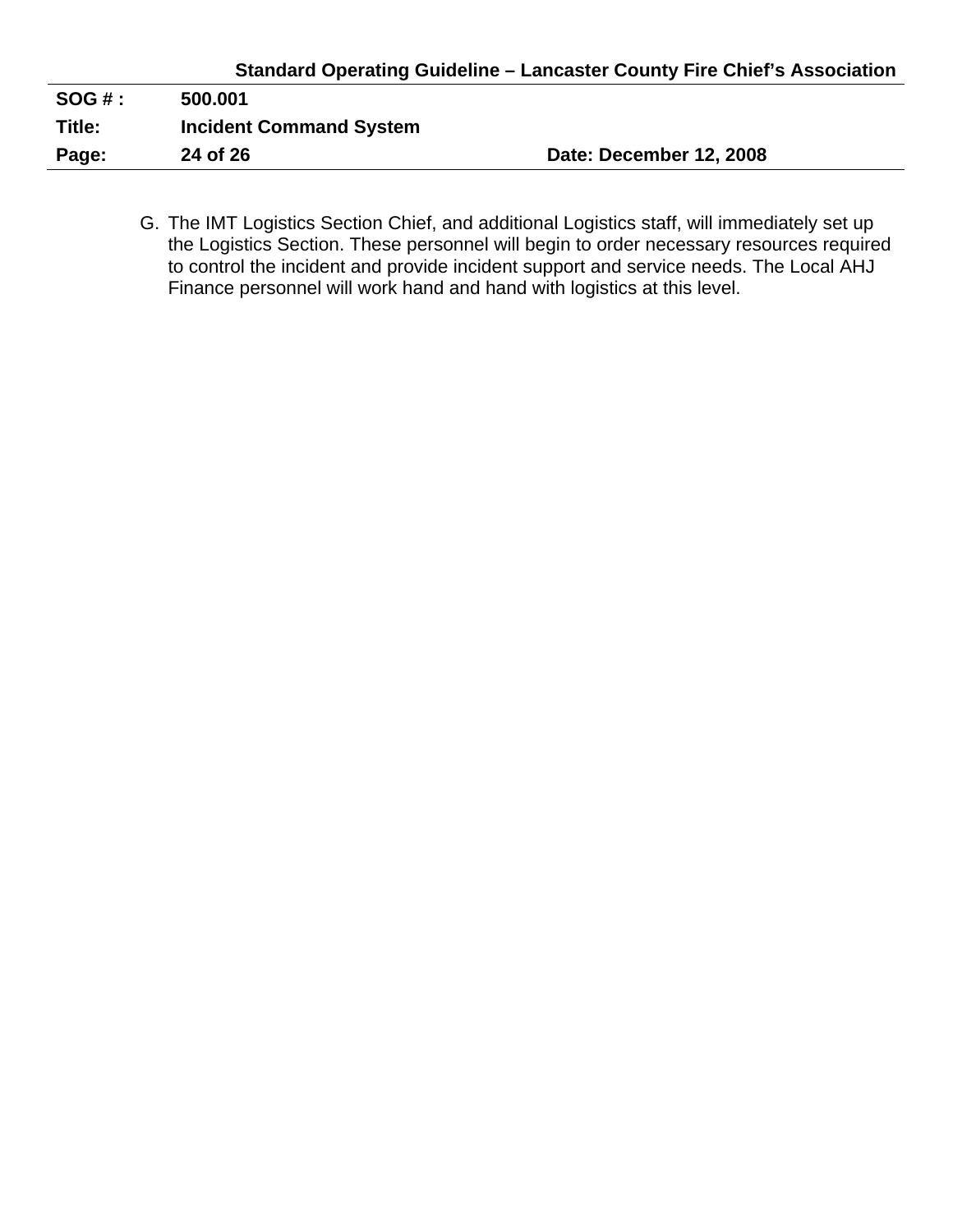G. The IMT Logistics Section Chief, and additional Logistics staff, will immediately set up the Logistics Section. These personnel will begin to order necessary resources required to control the incident and provide incident support and service needs. The Local AHJ Finance personnel will work hand and hand with logistics at this level.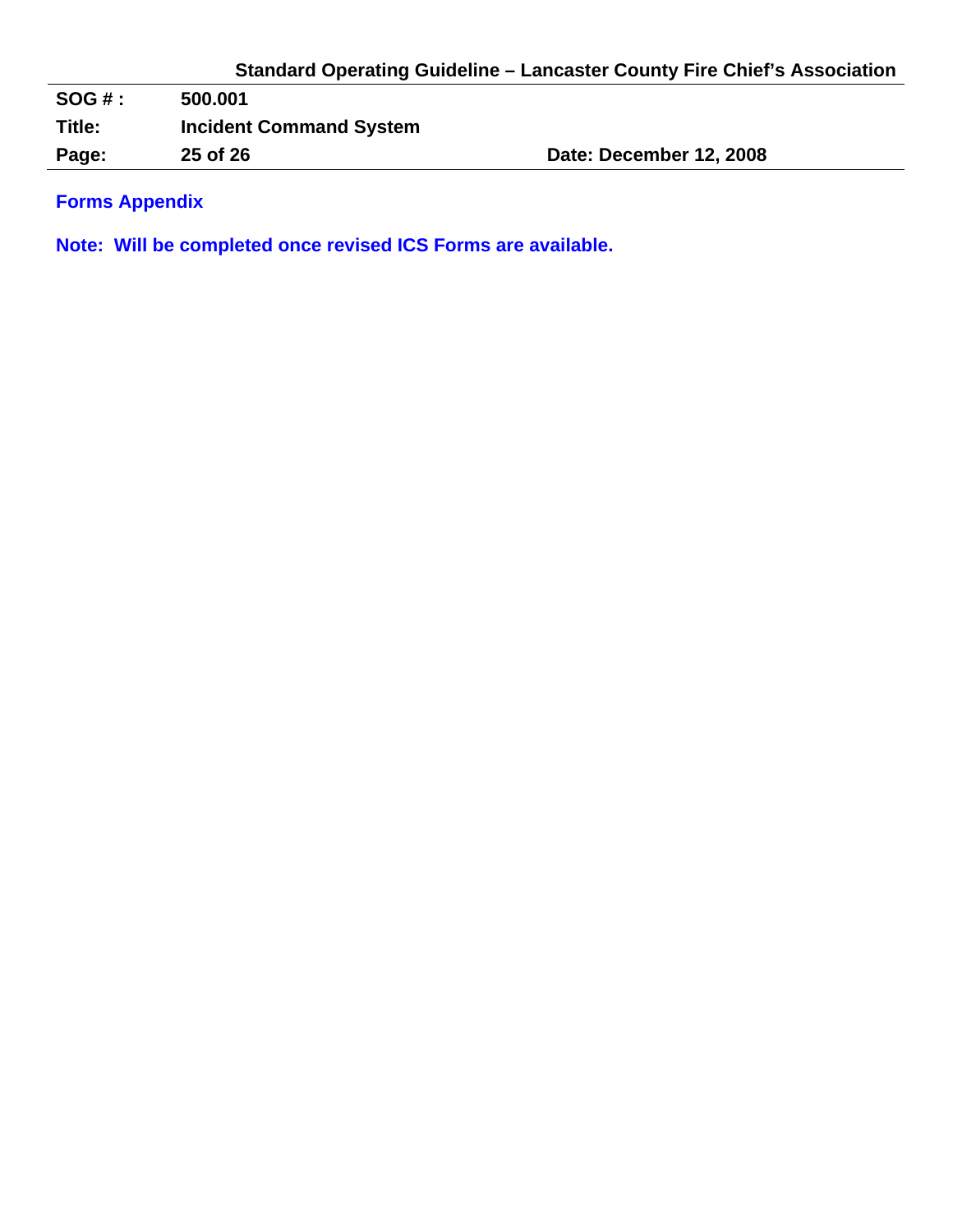## Forms Appendix

**Note: Will be completed once revised ICS Forms are available.**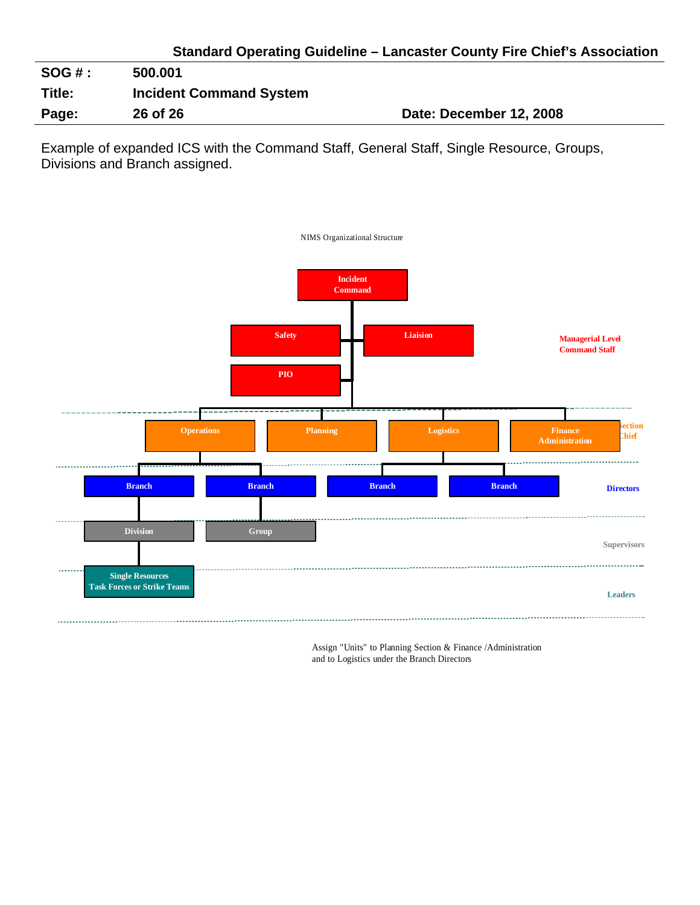Example of expanded ICS with the Command Staff, General Staff, Single Resource, Groups, Divisions and Branch assigned.

NIMS Organizational Structure

Incident Command

Safety

Liaision

PIO

Managerial Level
Command Staff

Operations

Planning

Logistics

Finance Administration

Section Chief

Branch

Branch

Branch

Branch

Directors

Division

Group

Supervisors

Single Resources
Task Forces or Strike Teams

Leaders

Assign "Units" to Planning Section & Finance /Administration and to Logistics under the Branch Directors